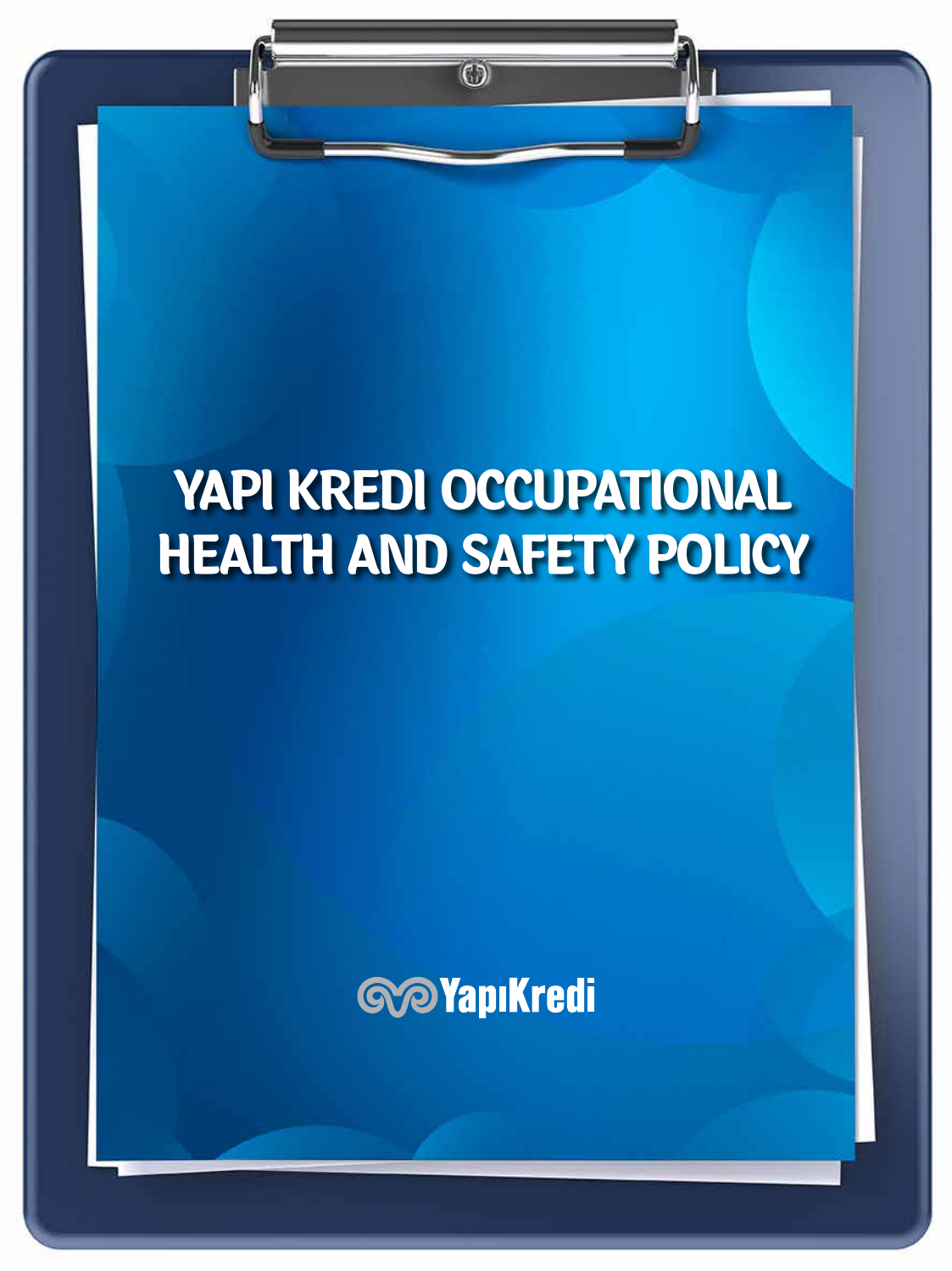# YAPI KREDI OCCUPATIONAL HEALTH AND SAFETY POLICY

YapıKredi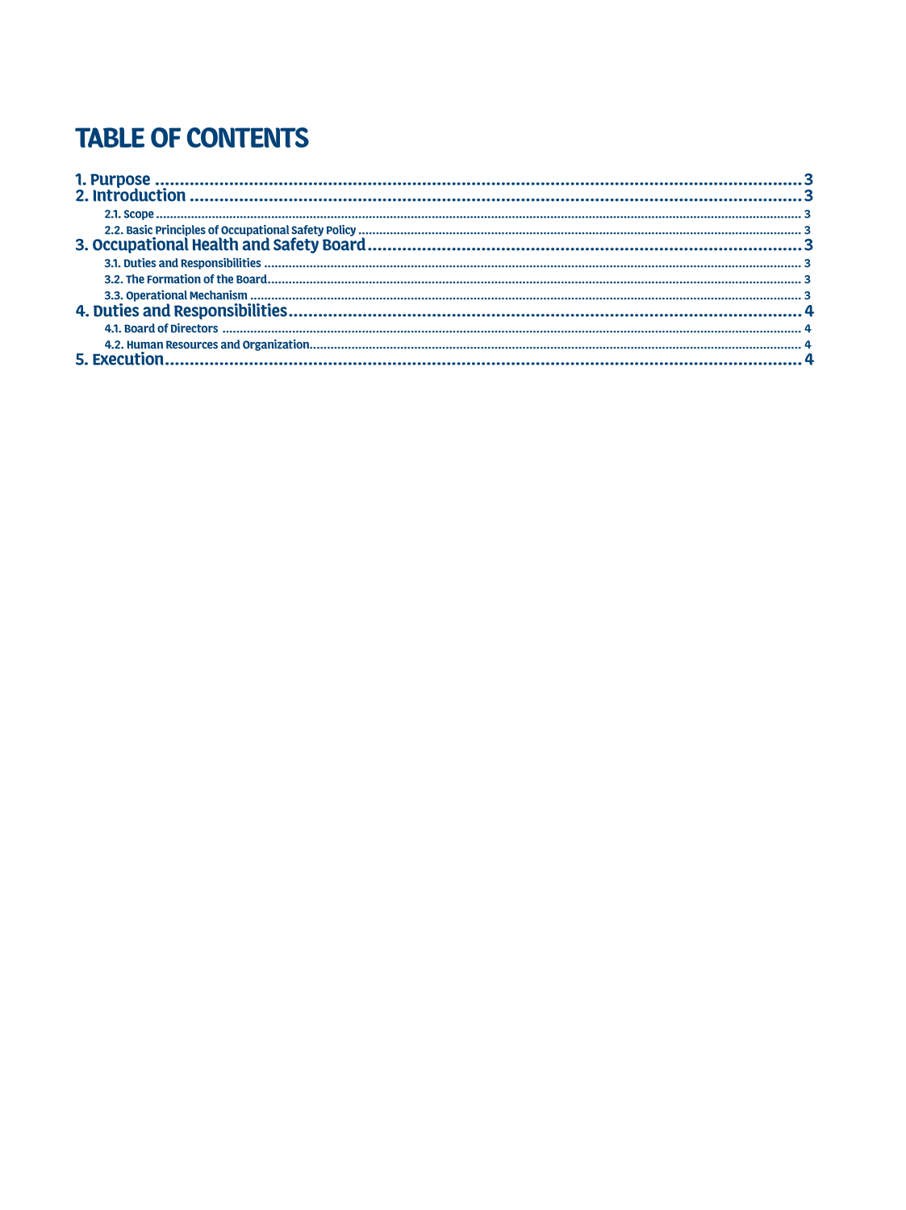# TABLE OF CONTENTS

1. Purpose ........................................................................................................................ 3
2. Introduction ................................................................................................................... 3
   - 2.1. Scope ........................................................................................................................ 3
   - 2.2. Basic Principles of Occupational Safety Policy ........................................................ 3
3. Occupational Health and Safety Board ........................................................................ 3
   - 3.1. Duties and Responsibilities ...................................................................................... 3
   - 3.2. The Formation of the Board ..................................................................................... 3
   - 3.3. Operational Mechanism .......................................................................................... 3
4. Duties and Responsibilities ........................................................................................... 4
   - 4.1. Board of Directors .................................................................................................... 4
   - 4.2. Human Resources and Organization ....................................................................... 4
5. Execution ....................................................................................................................... 4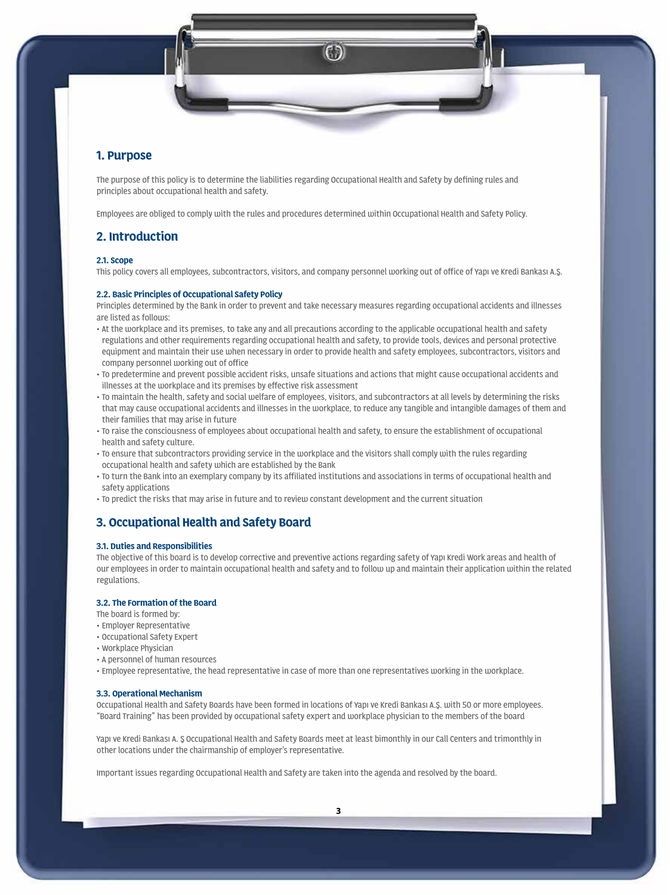## 1. Purpose

The purpose of this policy is to determine the liabilities regarding Occupational Health and Safety by defining rules and principles about occupational health and safety.

Employees are obliged to comply with the rules and procedures determined within Occupational Health and Safety Policy.

## 2. Introduction

### 2.1. Scope

This policy covers all employees, subcontractors, visitors, and company personnel working out of office of Yapı ve Kredi Bankası A.Ş.

### 2.2. Basic Principles of Occupational Safety Policy

Principles determined by the Bank in order to prevent and take necessary measures regarding occupational accidents and illnesses are listed as follows:

- At the workplace and its premises, to take any and all precautions according to the applicable occupational health and safety regulations and other requirements regarding occupational health and safety, to provide tools, devices and personal protective equipment and maintain their use when necessary in order to provide health and safety employees, subcontractors, visitors and company personnel working out of office
- To predetermine and prevent possible accident risks, unsafe situations and actions that might cause occupational accidents and illnesses at the workplace and its premises by effective risk assessment
- To maintain the health, safety and social welfare of employees, visitors, and subcontractors at all levels by determining the risks that may cause occupational accidents and illnesses in the workplace, to reduce any tangible and intangible damages of them and their families that may arise in future
- To raise the consciousness of employees about occupational health and safety, to ensure the establishment of occupational health and safety culture.
- To ensure that subcontractors providing service in the workplace and the visitors shall comply with the rules regarding occupational health and safety which are established by the Bank
- To turn the Bank into an exemplary company by its affiliated institutions and associations in terms of occupational health and safety applications
- To predict the risks that may arise in future and to review constant development and the current situation

## 3. Occupational Health and Safety Board

### 3.1. Duties and Responsibilities

The objective of this board is to develop corrective and preventive actions regarding safety of Yapı Kredi Work areas and health of our employees in order to maintain occupational health and safety and to follow up and maintain their application within the related regulations.

### 3.2. The Formation of the Board

The board is formed by:

- Employer Representative
- Occupational Safety Expert
- Workplace Physician
- A personnel of human resources
- Employee representative, the head representative in case of more than one representatives working in the workplace.

### 3.3. Operational Mechanism

Occupational Health and Safety Boards have been formed in locations of Yapı ve Kredi Bankası A.Ş. with 50 or more employees. "Board Training" has been provided by occupational safety expert and workplace physician to the members of the board

Yapı ve Kredi Bankası A. Ş Occupational Health and Safety Boards meet at least bimonthly in our Call Centers and trimonthly in other locations under the chairmanship of employer's representative.

Important issues regarding Occupational Health and Safety are taken into the agenda and resolved by the board.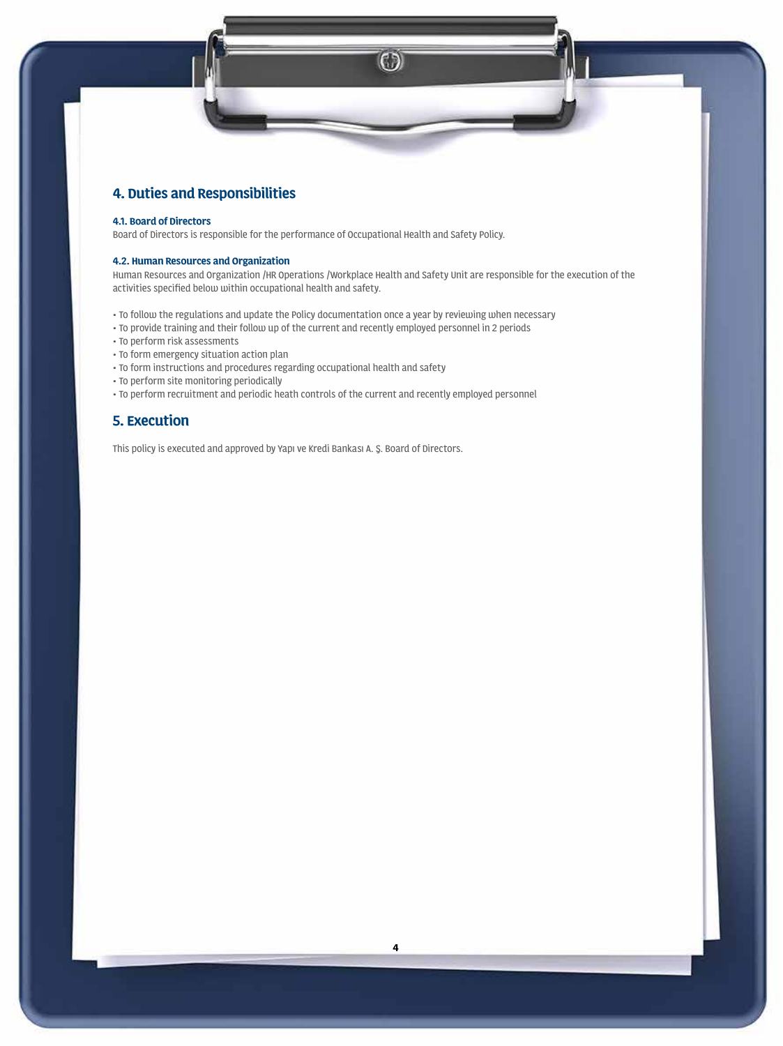## 4. Duties and Responsibilities

### 4.1. Board of Directors

Board of Directors is responsible for the performance of Occupational Health and Safety Policy.

### 4.2. Human Resources and Organization

Human Resources and Organization /HR Operations /Workplace Health and Safety Unit are responsible for the execution of the activities specified below within occupational health and safety.

- To follow the regulations and update the Policy documentation once a year by reviewing when necessary
- To provide training and their follow up of the current and recently employed personnel in 2 periods
- To perform risk assessments
- To form emergency situation action plan
- To form instructions and procedures regarding occupational health and safety
- To perform site monitoring periodically
- To perform recruitment and periodic heath controls of the current and recently employed personnel

## 5. Execution

This policy is executed and approved by Yapı ve Kredi Bankası A. Ş. Board of Directors.